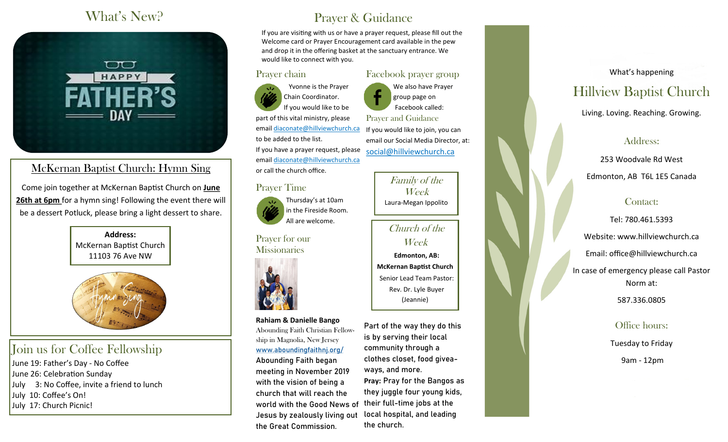# What's New?

## McKernan Baptist Church: Hymn Sing

Come join together at McKernan Baptist Church on **June 26th at 6pm** for a hymn sing! Following the event there will be a dessert Potluck, please bring a light dessert to share.

**Address:**
McKernan Baptist Church
11103 76 Ave NW

## Join us for Coffee Fellowship

June 19: Father's Day - No Coffee
June 26: Celebration Sunday
July 3: No Coffee, invite a friend to lunch
July 10: Coffee's On!
July 17: Church Picnic!

# Prayer & Guidance

If you are visiting with us or have a prayer request, please fill out the Welcome card or Prayer Encouragement card available in the pew and drop it in the offering basket at the sanctuary entrance. We would like to connect with you.

## Prayer chain

Yvonne is the Prayer Chain Coordinator. If you would like to be part of this vital ministry, please email diaconate@hillviewchurch.ca to be added to the list.
If you have a prayer request, please email diaconate@hillviewchurch.ca or call the church office.

## Facebook prayer group

We also have Prayer group page on Facebook called:
Prayer and Guidance
If you would like to join, you can email our Social Media Director, at: social@hillviewchurch.ca

## Prayer Time

Thursday's at 10am in the Fireside Room. All are welcome.

## Family of the Week

Laura-Megan Ippolito

## Church of the Week

**Edmonton, AB:**
**McKernan Baptist Church**
Senior Lead Team Pastor:
Rev. Dr. Lyle Buyer
(Jeannie)

## Prayer for our Missionaries

**Rahiam & Danielle Bango**
Abounding Faith Christian Fellowship in Magnolia, New Jersey
www.aboundingfaithnj.org/

Abounding Faith began meeting in November 2019 with the vision of being a church that will reach the world with the Good News of Jesus by zealously living out the Great Commission.

Part of the way they do this is by serving their local community through a clothes closet, food giveaways, and more.

**Pray:** Pray for the Bangos as they juggle four young kids, their full-time jobs at the local hospital, and leading the church.

What's happening

# Hillview Baptist Church

Living. Loving. Reaching. Growing.

## Address:

253 Woodvale Rd West
Edmonton, AB T6L 1E5 Canada

## Contact:

Tel: 780.461.5393
Website: www.hillviewchurch.ca
Email: office@hillviewchurch.ca
In case of emergency please call Pastor Norm at:
587.336.0805

## Office hours:

Tuesday to Friday
9am - 12pm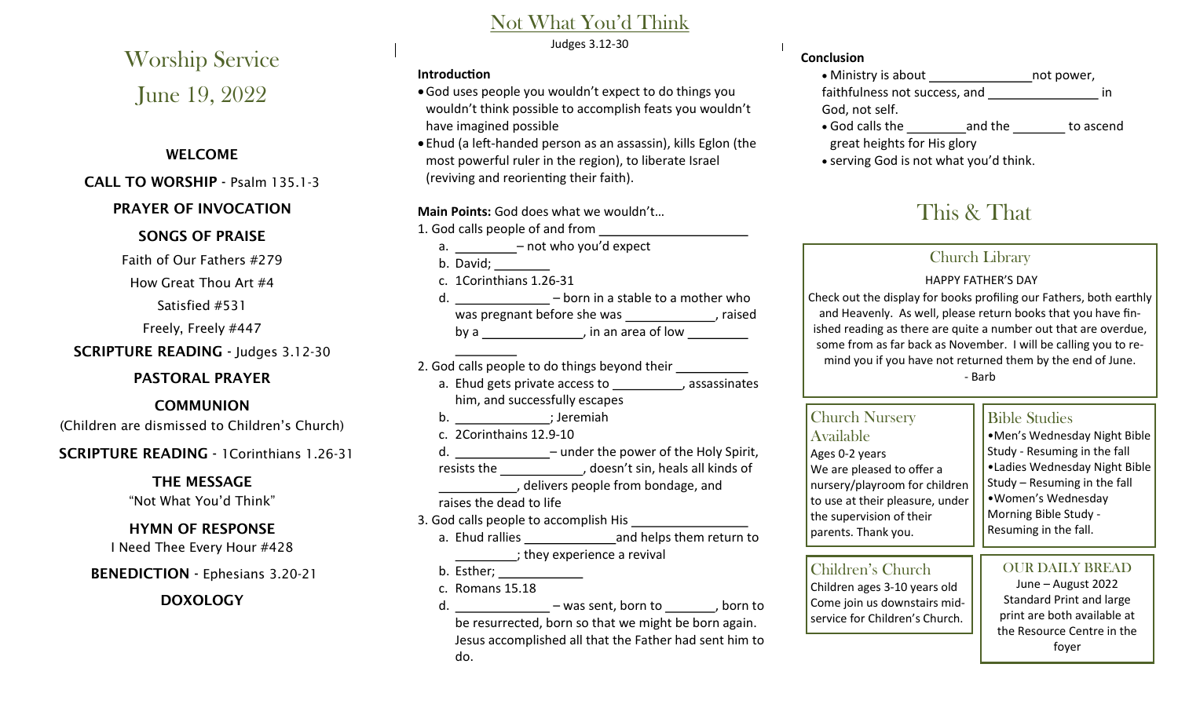# Worship Service

## June 19, 2022

**WELCOME**

**CALL TO WORSHIP** - Psalm 135.1-3

**PRAYER OF INVOCATION**

**SONGS OF PRAISE**

Faith of Our Fathers #279

How Great Thou Art #4

Satisfied #531

Freely, Freely #447

**SCRIPTURE READING** - Judges 3.12-30

**PASTORAL PRAYER**

**COMMUNION**

(Children are dismissed to Children's Church)

**SCRIPTURE READING** - 1Corinthians 1.26-31

**THE MESSAGE**

"Not What You'd Think"

**HYMN OF RESPONSE**

I Need Thee Every Hour #428

**BENEDICTION** - Ephesians 3.20-21

**DOXOLOGY**

## Not What You'd Think

Judges 3.12-30

**Introduction**

- God uses people you wouldn't expect to do things you wouldn't think possible to accomplish feats you wouldn't have imagined possible
- Ehud (a left-handed person as an assassin), kills Eglon (the most powerful ruler in the region), to liberate Israel (reviving and reorienting their faith).

**Main Points:** God does what we wouldn't…

1. God calls people of and from ______________________
   a. _________– not who you'd expect
   b. David; ________
   c. 1Corinthians 1.26-31
   d. _____________ – born in a stable to a mother who was pregnant before she was _____________, raised by a _______________, in an area of low _________ _________
2. God calls people to do things beyond their ___________
   a. Ehud gets private access to __________, assassinates him, and successfully escapes
   b. _____________; Jeremiah
   c. 2Corinthains 12.9-10
   d. _____________– under the power of the Holy Spirit, resists the ____________, doesn't sin, heals all kinds of ___________, delivers people from bondage, and raises the dead to life
3. God calls people to accomplish His _________________
   a. Ehud rallies _____________and helps them return to _________; they experience a revival
   b. Esther; ____________
   c. Romans 15.18
   d. _____________ – was sent, born to _______, born to be resurrected, born so that we might be born again. Jesus accomplished all that the Father had sent him to do.

**Conclusion**

- Ministry is about _______________not power, faithfulness not success, and ________________ in God, not self.
- God calls the _________and the ________ to ascend great heights for His glory
- serving God is not what you'd think.

## This & That

### Church Library

HAPPY FATHER'S DAY

Check out the display for books profiling our Fathers, both earthly and Heavenly. As well, please return books that you have finished reading as there are quite a number out that are overdue, some from as far back as November. I will be calling you to remind you if you have not returned them by the end of June.

- Barb

### Church Nursery Available

Ages 0-2 years

We are pleased to offer a nursery/playroom for children to use at their pleasure, under the supervision of their parents. Thank you.

### Bible Studies

- Men's Wednesday Night Bible Study - Resuming in the fall
- Ladies Wednesday Night Bible Study – Resuming in the fall
- Women's Wednesday Morning Bible Study - Resuming in the fall.

### Children's Church

Children ages 3-10 years old

Come join us downstairs mid-service for Children's Church.

### OUR DAILY BREAD

June – August 2022

Standard Print and large print are both available at the Resource Centre in the foyer